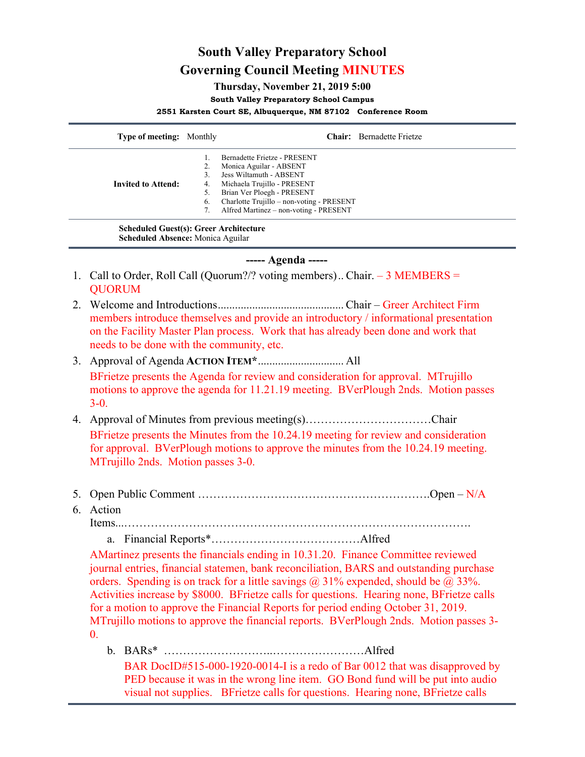# South Valley Preparatory School

## Governing Council Meeting MINUTES

**Thursday, November 21, 2019 5:00**

**South Valley Preparatory School Campus**

**2551 Karsten Court SE, Albuquerque, NM 87102 Conference Room**

| | |
|---|---|
| **Type of meeting:** Monthly | **Chair:** Bernadette Frietze |
| **Invited to Attend:** | 1. Bernadette Frietze - PRESENT<br>2. Monica Aguilar - ABSENT<br>3. Jess Wiltamuth - ABSENT<br>4. Michaela Trujillo - PRESENT<br>5. Brian Ver Ploegh - PRESENT<br>6. Charlotte Trujillo – non-voting - PRESENT<br>7. Alfred Martinez – non-voting - PRESENT |

**Scheduled Guest(s): Greer Architecture**
**Scheduled Absence:** Monica Aguilar

### ----- Agenda -----

1. Call to Order, Roll Call (Quorum?/? voting members).. Chair. – 3 MEMBERS = QUORUM
2. Welcome and Introductions........................................... Chair – Greer Architect Firm members introduce themselves and provide an introductory / informational presentation on the Facility Master Plan process. Work that has already been done and work that needs to be done with the community, etc.
3. Approval of Agenda **ACTION ITEM*** ............................. All

   BFrietze presents the Agenda for review and consideration for approval. MTrujillo motions to approve the agenda for 11.21.19 meeting. BVerPlough 2nds. Motion passes 3-0.
4. Approval of Minutes from previous meeting(s)……………………………Chair

   BFrietze presents the Minutes from the 10.24.19 meeting for review and consideration for approval. BVerPlough motions to approve the minutes from the 10.24.19 meeting. MTrujillo 2nds. Motion passes 3-0.

5. Open Public Comment ……………………………………………………Open – N/A
6. Action Items...……………………………………………………………………………….
   a. Financial Reports*…………………………………Alfred

   AMartinez presents the financials ending in 10.31.20. Finance Committee reviewed journal entries, financial statemen, bank reconciliation, BARS and outstanding purchase orders. Spending is on track for a little savings @ 31% expended, should be @ 33%. Activities increase by $8000. BFrietze calls for questions. Hearing none, BFrietze calls for a motion to approve the Financial Reports for period ending October 31, 2019. MTrujillo motions to approve the financial reports. BVerPlough 2nds. Motion passes 3-0.

   b. BARs* ………………………..……………………Alfred

   BAR DocID#515-000-1920-0014-I is a redo of Bar 0012 that was disapproved by PED because it was in the wrong line item. GO Bond fund will be put into audio visual not supplies. BFrietze calls for questions. Hearing none, BFrietze calls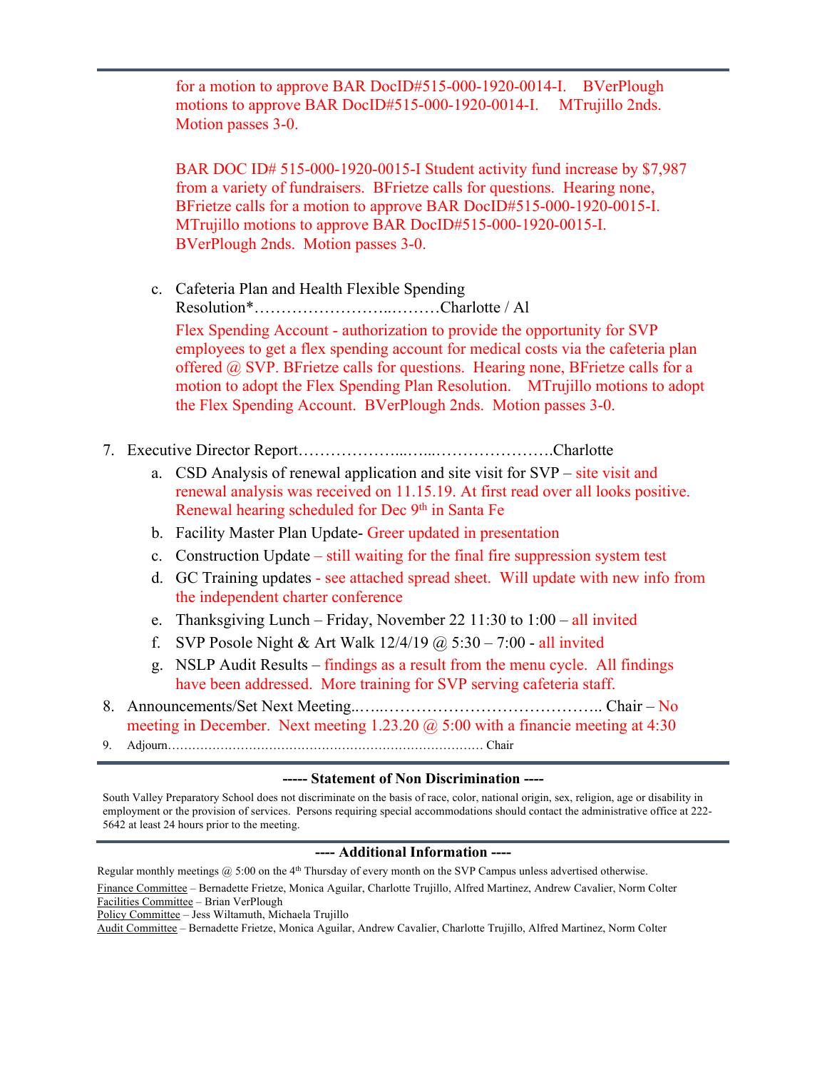for a motion to approve BAR DocID#515-000-1920-0014-I. BVerPlough motions to approve BAR DocID#515-000-1920-0014-I. MTrujillo 2nds. Motion passes 3-0.

BAR DOC ID# 515-000-1920-0015-I Student activity fund increase by $7,987 from a variety of fundraisers. BFrietze calls for questions. Hearing none, BFrietze calls for a motion to approve BAR DocID#515-000-1920-0015-I. MTrujillo motions to approve BAR DocID#515-000-1920-0015-I. BVerPlough 2nds. Motion passes 3-0.

c. Cafeteria Plan and Health Flexible Spending Resolution*……………………..………Charlotte / Al

Flex Spending Account - authorization to provide the opportunity for SVP employees to get a flex spending account for medical costs via the cafeteria plan offered @ SVP. BFrietze calls for questions. Hearing none, BFrietze calls for a motion to adopt the Flex Spending Plan Resolution. MTrujillo motions to adopt the Flex Spending Account. BVerPlough 2nds. Motion passes 3-0.

7. Executive Director Report………………...…...………………….Charlotte
   a. CSD Analysis of renewal application and site visit for SVP – site visit and renewal analysis was received on 11.15.19. At first read over all looks positive. Renewal hearing scheduled for Dec 9th in Santa Fe
   b. Facility Master Plan Update- Greer updated in presentation
   c. Construction Update – still waiting for the final fire suppression system test
   d. GC Training updates - see attached spread sheet. Will update with new info from the independent charter conference
   e. Thanksgiving Lunch – Friday, November 22 11:30 to 1:00 – all invited
   f. SVP Posole Night & Art Walk 12/4/19 @ 5:30 – 7:00 - all invited
   g. NSLP Audit Results – findings as a result from the menu cycle. All findings have been addressed. More training for SVP serving cafeteria staff.
8. Announcements/Set Next Meeting..…..………………………………….. Chair – No meeting in December. Next meeting 1.23.20 @ 5:00 with a financie meeting at 4:30
9. Adjourn………………………………………………………………… Chair

**----- Statement of Non Discrimination ----**

South Valley Preparatory School does not discriminate on the basis of race, color, national origin, sex, religion, age or disability in employment or the provision of services. Persons requiring special accommodations should contact the administrative office at 222-5642 at least 24 hours prior to the meeting.

**---- Additional Information ----**

Regular monthly meetings @ 5:00 on the 4th Thursday of every month on the SVP Campus unless advertised otherwise.

Finance Committee – Bernadette Frietze, Monica Aguilar, Charlotte Trujillo, Alfred Martinez, Andrew Cavalier, Norm Colter
Facilities Committee – Brian VerPlough
Policy Committee – Jess Wiltamuth, Michaela Trujillo
Audit Committee – Bernadette Frietze, Monica Aguilar, Andrew Cavalier, Charlotte Trujillo, Alfred Martinez, Norm Colter